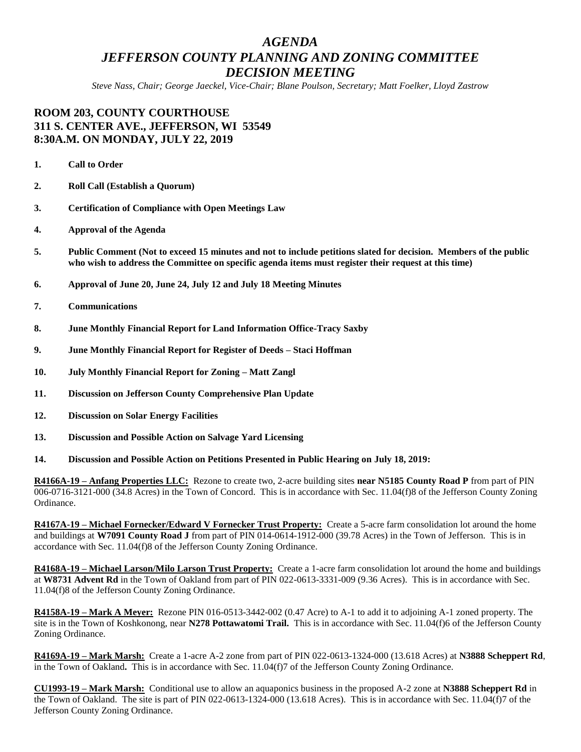# *AGENDA*
# *JEFFERSON COUNTY PLANNING AND ZONING COMMITTEE*
# *DECISION MEETING*

*Steve Nass, Chair; George Jaeckel, Vice-Chair; Blane Poulson, Secretary; Matt Foelker, Lloyd Zastrow*

## ROOM 203, COUNTY COURTHOUSE
## 311 S. CENTER AVE., JEFFERSON, WI 53549
## 8:30A.M. ON MONDAY, JULY 22, 2019

1. **Call to Order**
2. **Roll Call (Establish a Quorum)**
3. **Certification of Compliance with Open Meetings Law**
4. **Approval of the Agenda**
5. **Public Comment (Not to exceed 15 minutes and not to include petitions slated for decision. Members of the public who wish to address the Committee on specific agenda items must register their request at this time)**
6. **Approval of June 20, June 24, July 12 and July 18 Meeting Minutes**
7. **Communications**
8. **June Monthly Financial Report for Land Information Office-Tracy Saxby**
9. **June Monthly Financial Report for Register of Deeds – Staci Hoffman**
10. **July Monthly Financial Report for Zoning – Matt Zangl**
11. **Discussion on Jefferson County Comprehensive Plan Update**
12. **Discussion on Solar Energy Facilities**
13. **Discussion and Possible Action on Salvage Yard Licensing**
14. **Discussion and Possible Action on Petitions Presented in Public Hearing on July 18, 2019:**

**R4166A-19 – Anfang Properties LLC:** Rezone to create two, 2-acre building sites **near N5185 County Road P** from part of PIN 006-0716-3121-000 (34.8 Acres) in the Town of Concord. This is in accordance with Sec. 11.04(f)8 of the Jefferson County Zoning Ordinance.

**R4167A-19 – Michael Fornecker/Edward V Fornecker Trust Property:** Create a 5-acre farm consolidation lot around the home and buildings at **W7091 County Road J** from part of PIN 014-0614-1912-000 (39.78 Acres) in the Town of Jefferson. This is in accordance with Sec. 11.04(f)8 of the Jefferson County Zoning Ordinance.

**R4168A-19 – Michael Larson/Milo Larson Trust Property:** Create a 1-acre farm consolidation lot around the home and buildings at **W8731 Advent Rd** in the Town of Oakland from part of PIN 022-0613-3331-009 (9.36 Acres). This is in accordance with Sec. 11.04(f)8 of the Jefferson County Zoning Ordinance.

**R4158A-19 – Mark A Meyer:** Rezone PIN 016-0513-3442-002 (0.47 Acre) to A-1 to add it to adjoining A-1 zoned property. The site is in the Town of Koshkonong, near **N278 Pottawatomi Trail.** This is in accordance with Sec. 11.04(f)6 of the Jefferson County Zoning Ordinance.

**R4169A-19 – Mark Marsh:** Create a 1-acre A-2 zone from part of PIN 022-0613-1324-000 (13.618 Acres) at **N3888 Scheppert Rd**, in the Town of Oakland**.** This is in accordance with Sec. 11.04(f)7 of the Jefferson County Zoning Ordinance.

**CU1993-19 – Mark Marsh:** Conditional use to allow an aquaponics business in the proposed A-2 zone at **N3888 Scheppert Rd** in the Town of Oakland. The site is part of PIN 022-0613-1324-000 (13.618 Acres). This is in accordance with Sec. 11.04(f)7 of the Jefferson County Zoning Ordinance.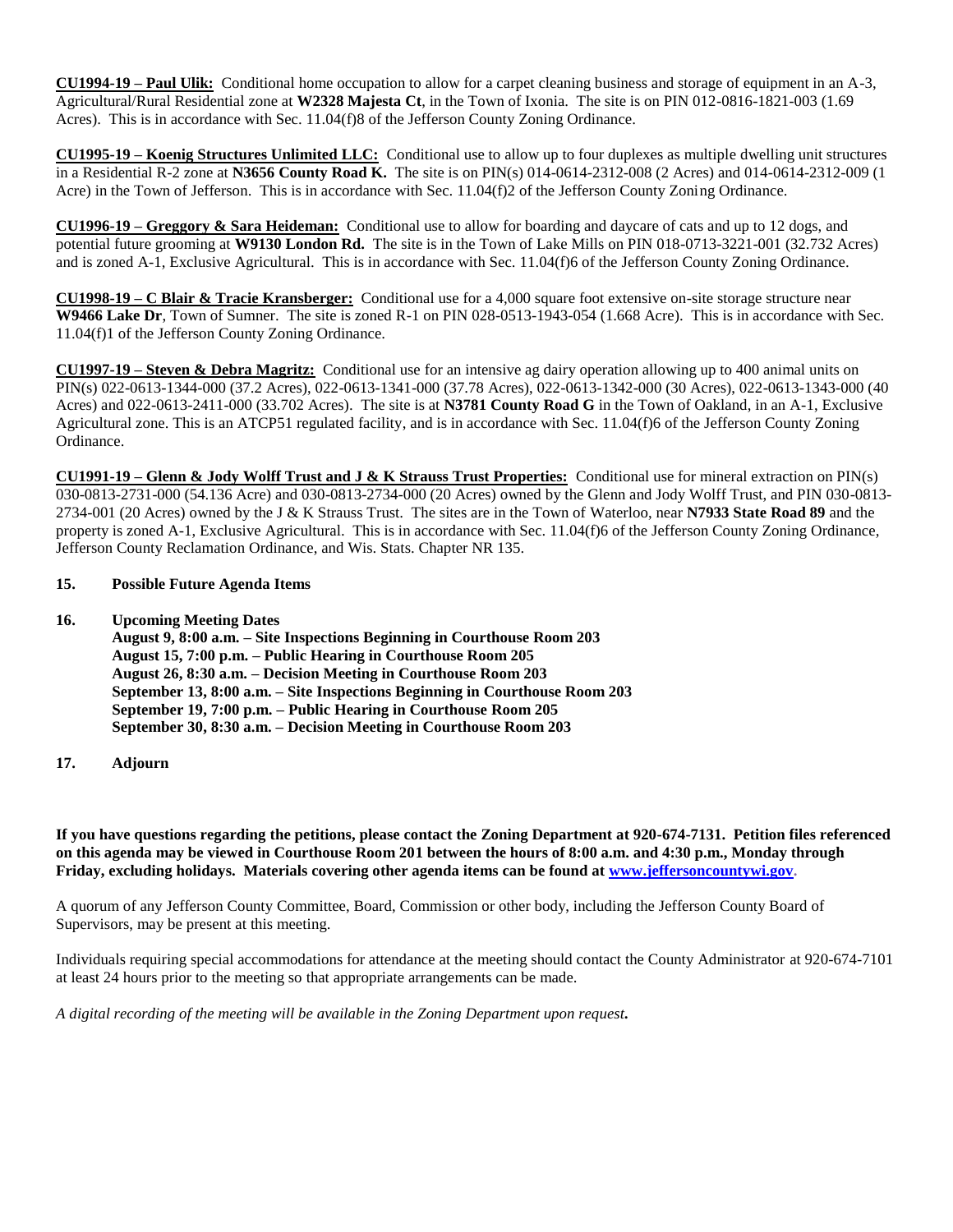**CU1994-19 – Paul Ulik:** Conditional home occupation to allow for a carpet cleaning business and storage of equipment in an A-3, Agricultural/Rural Residential zone at **W2328 Majesta Ct**, in the Town of Ixonia. The site is on PIN 012-0816-1821-003 (1.69 Acres). This is in accordance with Sec. 11.04(f)8 of the Jefferson County Zoning Ordinance.

**CU1995-19 – Koenig Structures Unlimited LLC:** Conditional use to allow up to four duplexes as multiple dwelling unit structures in a Residential R-2 zone at **N3656 County Road K.** The site is on PIN(s) 014-0614-2312-008 (2 Acres) and 014-0614-2312-009 (1 Acre) in the Town of Jefferson. This is in accordance with Sec. 11.04(f)2 of the Jefferson County Zoning Ordinance.

**CU1996-19 – Greggory & Sara Heideman:** Conditional use to allow for boarding and daycare of cats and up to 12 dogs, and potential future grooming at **W9130 London Rd.** The site is in the Town of Lake Mills on PIN 018-0713-3221-001 (32.732 Acres) and is zoned A-1, Exclusive Agricultural. This is in accordance with Sec. 11.04(f)6 of the Jefferson County Zoning Ordinance.

**CU1998-19 – C Blair & Tracie Kransberger:** Conditional use for a 4,000 square foot extensive on-site storage structure near **W9466 Lake Dr**, Town of Sumner. The site is zoned R-1 on PIN 028-0513-1943-054 (1.668 Acre). This is in accordance with Sec. 11.04(f)1 of the Jefferson County Zoning Ordinance.

**CU1997-19 – Steven & Debra Magritz:** Conditional use for an intensive ag dairy operation allowing up to 400 animal units on PIN(s) 022-0613-1344-000 (37.2 Acres), 022-0613-1341-000 (37.78 Acres), 022-0613-1342-000 (30 Acres), 022-0613-1343-000 (40 Acres) and 022-0613-2411-000 (33.702 Acres). The site is at **N3781 County Road G** in the Town of Oakland, in an A-1, Exclusive Agricultural zone. This is an ATCP51 regulated facility, and is in accordance with Sec. 11.04(f)6 of the Jefferson County Zoning Ordinance.

**CU1991-19 – Glenn & Jody Wolff Trust and J & K Strauss Trust Properties:** Conditional use for mineral extraction on PIN(s) 030-0813-2731-000 (54.136 Acre) and 030-0813-2734-000 (20 Acres) owned by the Glenn and Jody Wolff Trust, and PIN 030-0813-2734-001 (20 Acres) owned by the J & K Strauss Trust. The sites are in the Town of Waterloo, near **N7933 State Road 89** and the property is zoned A-1, Exclusive Agricultural. This is in accordance with Sec. 11.04(f)6 of the Jefferson County Zoning Ordinance, Jefferson County Reclamation Ordinance, and Wis. Stats. Chapter NR 135.

**15. Possible Future Agenda Items**

**16. Upcoming Meeting Dates**

**August 9, 8:00 a.m. – Site Inspections Beginning in Courthouse Room 203**
**August 15, 7:00 p.m. – Public Hearing in Courthouse Room 205**
**August 26, 8:30 a.m. – Decision Meeting in Courthouse Room 203**
**September 13, 8:00 a.m. – Site Inspections Beginning in Courthouse Room 203**
**September 19, 7:00 p.m. – Public Hearing in Courthouse Room 205**
**September 30, 8:30 a.m. – Decision Meeting in Courthouse Room 203**

**17. Adjourn**

**If you have questions regarding the petitions, please contact the Zoning Department at 920-674-7131. Petition files referenced on this agenda may be viewed in Courthouse Room 201 between the hours of 8:00 a.m. and 4:30 p.m., Monday through Friday, excluding holidays. Materials covering other agenda items can be found at www.jeffersoncountywi.gov.**

A quorum of any Jefferson County Committee, Board, Commission or other body, including the Jefferson County Board of Supervisors, may be present at this meeting.

Individuals requiring special accommodations for attendance at the meeting should contact the County Administrator at 920-674-7101 at least 24 hours prior to the meeting so that appropriate arrangements can be made.

*A digital recording of the meeting will be available in the Zoning Department upon request.*